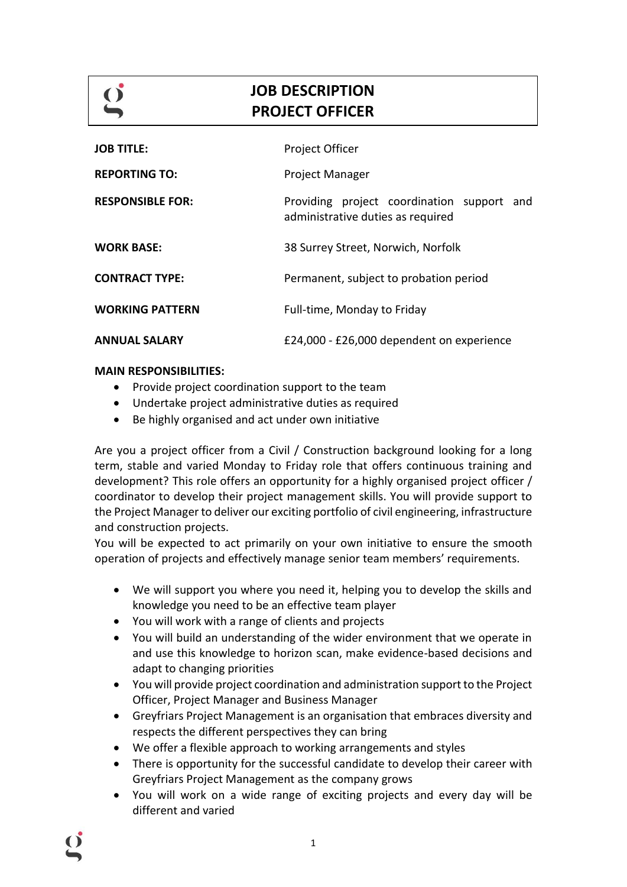# JOB DESCRIPTION
# PROJECT OFFICER

| | |
|---|---|
| **JOB TITLE:** | Project Officer |
| **REPORTING TO:** | Project Manager |
| **RESPONSIBLE FOR:** | Providing project coordination support and administrative duties as required |
| **WORK BASE:** | 38 Surrey Street, Norwich, Norfolk |
| **CONTRACT TYPE:** | Permanent, subject to probation period |
| **WORKING PATTERN** | Full-time, Monday to Friday |
| **ANNUAL SALARY** | £24,000 - £26,000 dependent on experience |

**MAIN RESPONSIBILITIES:**

- Provide project coordination support to the team
- Undertake project administrative duties as required
- Be highly organised and act under own initiative

Are you a project officer from a Civil / Construction background looking for a long term, stable and varied Monday to Friday role that offers continuous training and development? This role offers an opportunity for a highly organised project officer / coordinator to develop their project management skills. You will provide support to the Project Manager to deliver our exciting portfolio of civil engineering, infrastructure and construction projects.
You will be expected to act primarily on your own initiative to ensure the smooth operation of projects and effectively manage senior team members' requirements.

- We will support you where you need it, helping you to develop the skills and knowledge you need to be an effective team player
- You will work with a range of clients and projects
- You will build an understanding of the wider environment that we operate in and use this knowledge to horizon scan, make evidence-based decisions and adapt to changing priorities
- You will provide project coordination and administration support to the Project Officer, Project Manager and Business Manager
- Greyfriars Project Management is an organisation that embraces diversity and respects the different perspectives they can bring
- We offer a flexible approach to working arrangements and styles
- There is opportunity for the successful candidate to develop their career with Greyfriars Project Management as the company grows
- You will work on a wide range of exciting projects and every day will be different and varied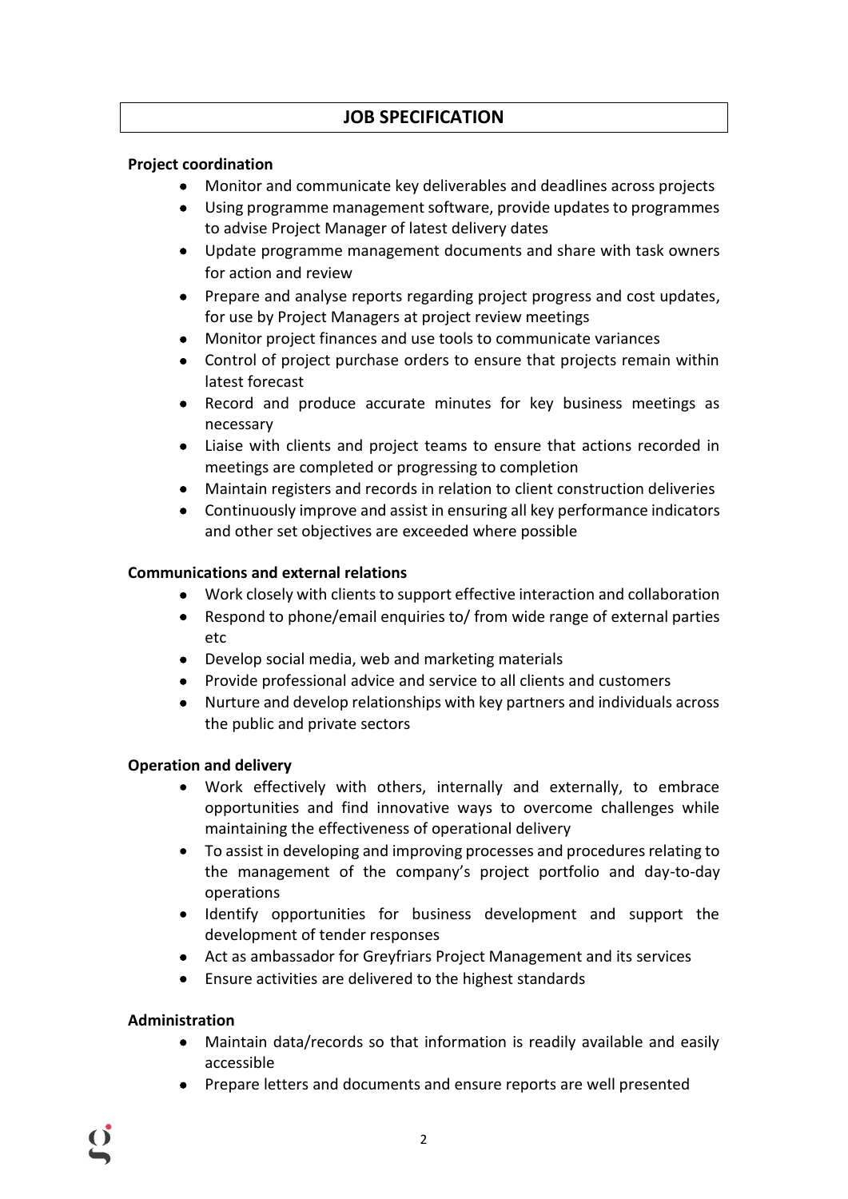# JOB SPECIFICATION

**Project coordination**

- Monitor and communicate key deliverables and deadlines across projects
- Using programme management software, provide updates to programmes to advise Project Manager of latest delivery dates
- Update programme management documents and share with task owners for action and review
- Prepare and analyse reports regarding project progress and cost updates, for use by Project Managers at project review meetings
- Monitor project finances and use tools to communicate variances
- Control of project purchase orders to ensure that projects remain within latest forecast
- Record and produce accurate minutes for key business meetings as necessary
- Liaise with clients and project teams to ensure that actions recorded in meetings are completed or progressing to completion
- Maintain registers and records in relation to client construction deliveries
- Continuously improve and assist in ensuring all key performance indicators and other set objectives are exceeded where possible

**Communications and external relations**

- Work closely with clients to support effective interaction and collaboration
- Respond to phone/email enquiries to/ from wide range of external parties etc
- Develop social media, web and marketing materials
- Provide professional advice and service to all clients and customers
- Nurture and develop relationships with key partners and individuals across the public and private sectors

**Operation and delivery**

- Work effectively with others, internally and externally, to embrace opportunities and find innovative ways to overcome challenges while maintaining the effectiveness of operational delivery
- To assist in developing and improving processes and procedures relating to the management of the company's project portfolio and day-to-day operations
- Identify opportunities for business development and support the development of tender responses
- Act as ambassador for Greyfriars Project Management and its services
- Ensure activities are delivered to the highest standards

**Administration**

- Maintain data/records so that information is readily available and easily accessible
- Prepare letters and documents and ensure reports are well presented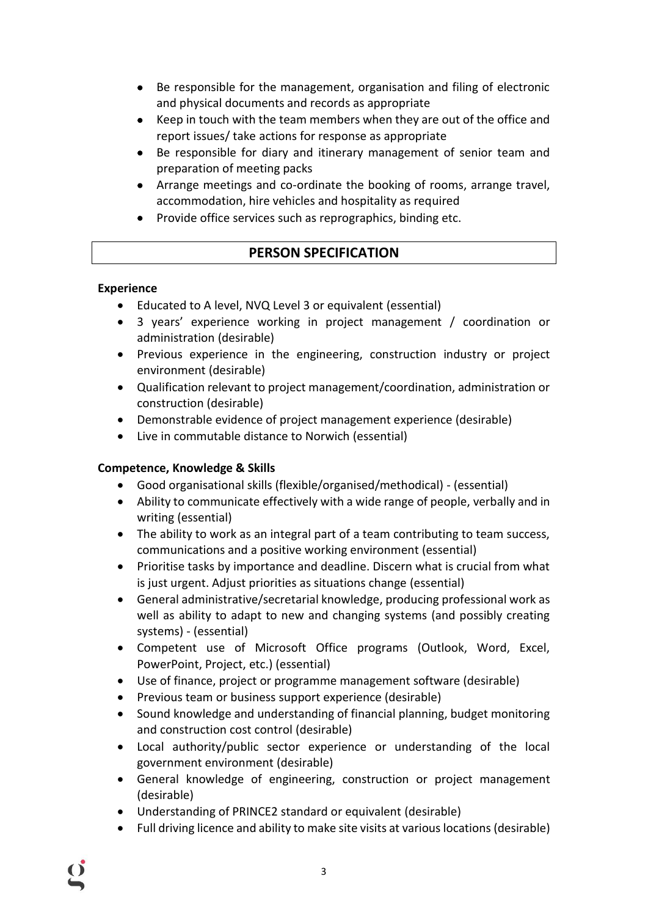- Be responsible for the management, organisation and filing of electronic and physical documents and records as appropriate
- Keep in touch with the team members when they are out of the office and report issues/ take actions for response as appropriate
- Be responsible for diary and itinerary management of senior team and preparation of meeting packs
- Arrange meetings and co-ordinate the booking of rooms, arrange travel, accommodation, hire vehicles and hospitality as required
- Provide office services such as reprographics, binding etc.

## PERSON SPECIFICATION

**Experience**

- Educated to A level, NVQ Level 3 or equivalent (essential)
- 3 years' experience working in project management / coordination or administration (desirable)
- Previous experience in the engineering, construction industry or project environment (desirable)
- Qualification relevant to project management/coordination, administration or construction (desirable)
- Demonstrable evidence of project management experience (desirable)
- Live in commutable distance to Norwich (essential)

**Competence, Knowledge & Skills**

- Good organisational skills (flexible/organised/methodical) - (essential)
- Ability to communicate effectively with a wide range of people, verbally and in writing (essential)
- The ability to work as an integral part of a team contributing to team success, communications and a positive working environment (essential)
- Prioritise tasks by importance and deadline. Discern what is crucial from what is just urgent. Adjust priorities as situations change (essential)
- General administrative/secretarial knowledge, producing professional work as well as ability to adapt to new and changing systems (and possibly creating systems) - (essential)
- Competent use of Microsoft Office programs (Outlook, Word, Excel, PowerPoint, Project, etc.) (essential)
- Use of finance, project or programme management software (desirable)
- Previous team or business support experience (desirable)
- Sound knowledge and understanding of financial planning, budget monitoring and construction cost control (desirable)
- Local authority/public sector experience or understanding of the local government environment (desirable)
- General knowledge of engineering, construction or project management (desirable)
- Understanding of PRINCE2 standard or equivalent (desirable)
- Full driving licence and ability to make site visits at various locations (desirable)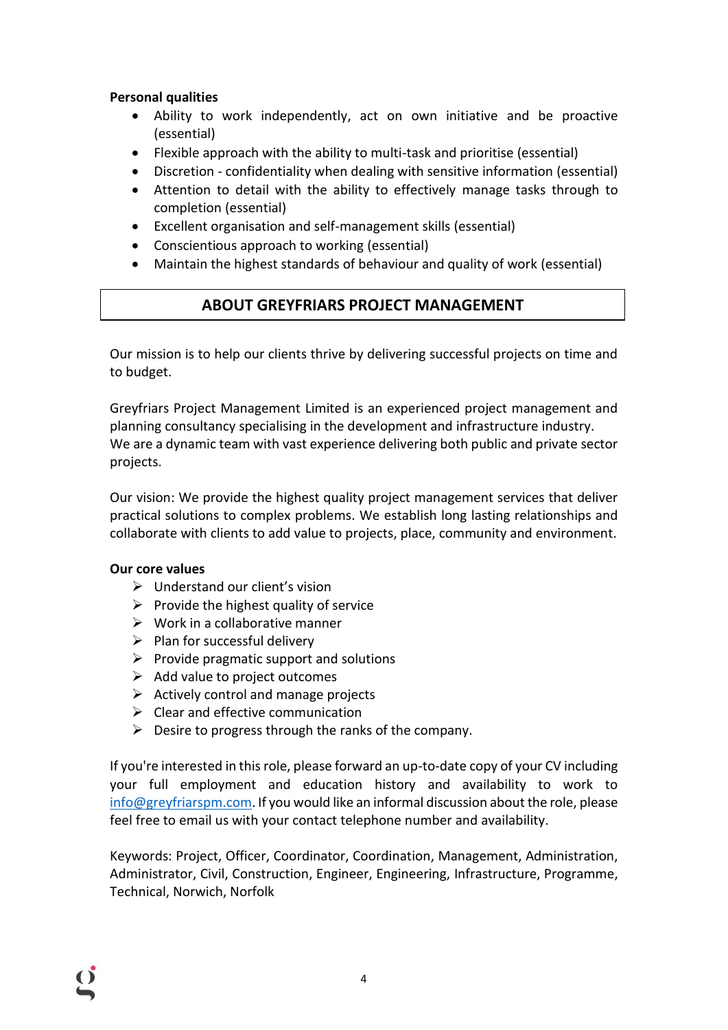**Personal qualities**

- Ability to work independently, act on own initiative and be proactive (essential)
- Flexible approach with the ability to multi-task and prioritise (essential)
- Discretion - confidentiality when dealing with sensitive information (essential)
- Attention to detail with the ability to effectively manage tasks through to completion (essential)
- Excellent organisation and self-management skills (essential)
- Conscientious approach to working (essential)
- Maintain the highest standards of behaviour and quality of work (essential)

## ABOUT GREYFRIARS PROJECT MANAGEMENT

Our mission is to help our clients thrive by delivering successful projects on time and to budget.

Greyfriars Project Management Limited is an experienced project management and planning consultancy specialising in the development and infrastructure industry. We are a dynamic team with vast experience delivering both public and private sector projects.

Our vision: We provide the highest quality project management services that deliver practical solutions to complex problems. We establish long lasting relationships and collaborate with clients to add value to projects, place, community and environment.

**Our core values**

- Understand our client's vision
- Provide the highest quality of service
- Work in a collaborative manner
- Plan for successful delivery
- Provide pragmatic support and solutions
- Add value to project outcomes
- Actively control and manage projects
- Clear and effective communication
- Desire to progress through the ranks of the company.

If you're interested in this role, please forward an up-to-date copy of your CV including your full employment and education history and availability to work to info@greyfriarspm.com. If you would like an informal discussion about the role, please feel free to email us with your contact telephone number and availability.

Keywords: Project, Officer, Coordinator, Coordination, Management, Administration, Administrator, Civil, Construction, Engineer, Engineering, Infrastructure, Programme, Technical, Norwich, Norfolk